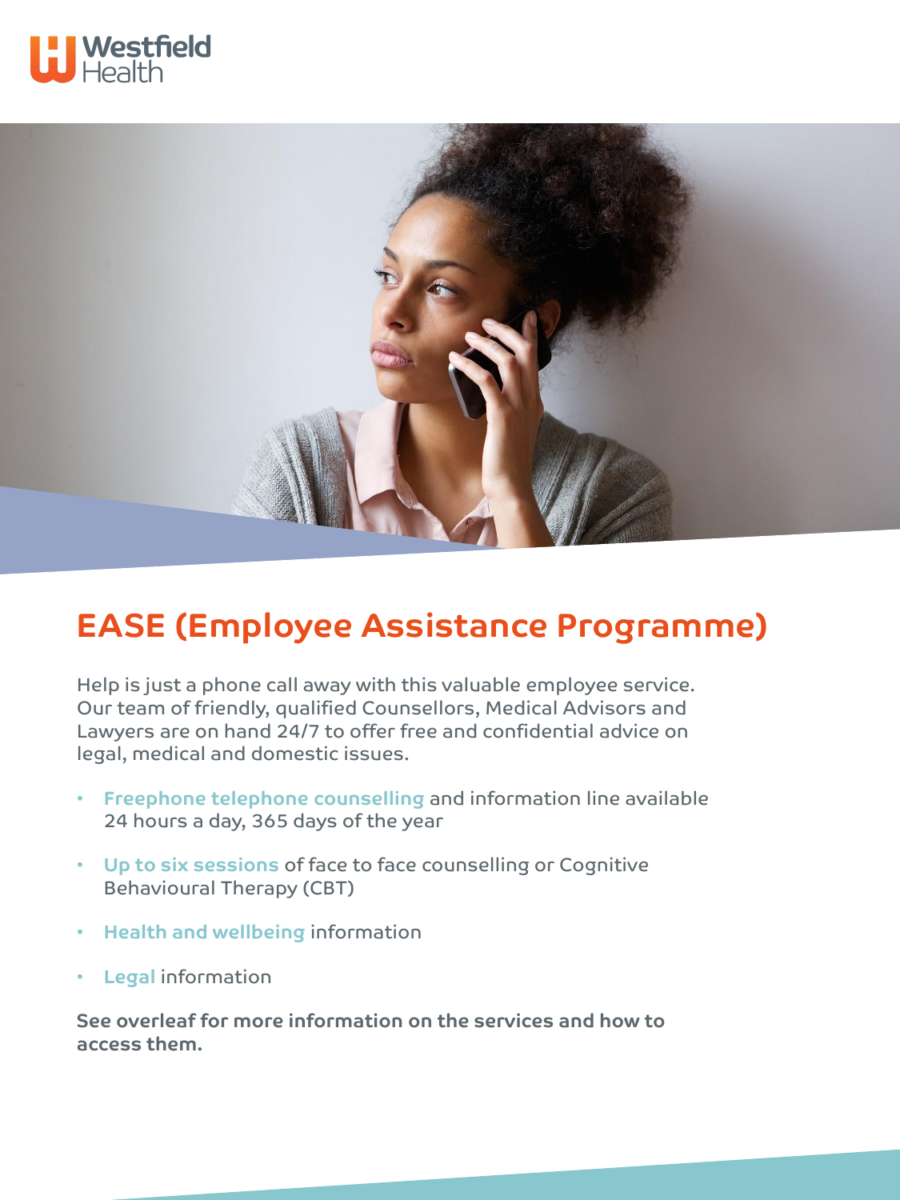Westfield Health

# EASE (Employee Assistance Programme)

Help is just a phone call away with this valuable employee service. Our team of friendly, qualified Counsellors, Medical Advisors and Lawyers are on hand 24/7 to offer free and confidential advice on legal, medical and domestic issues.

- **Freephone telephone counselling** and information line available 24 hours a day, 365 days of the year
- **Up to six sessions** of face to face counselling or Cognitive Behavioural Therapy (CBT)
- **Health and wellbeing** information
- **Legal** information

**See overleaf for more information on the services and how to access them.**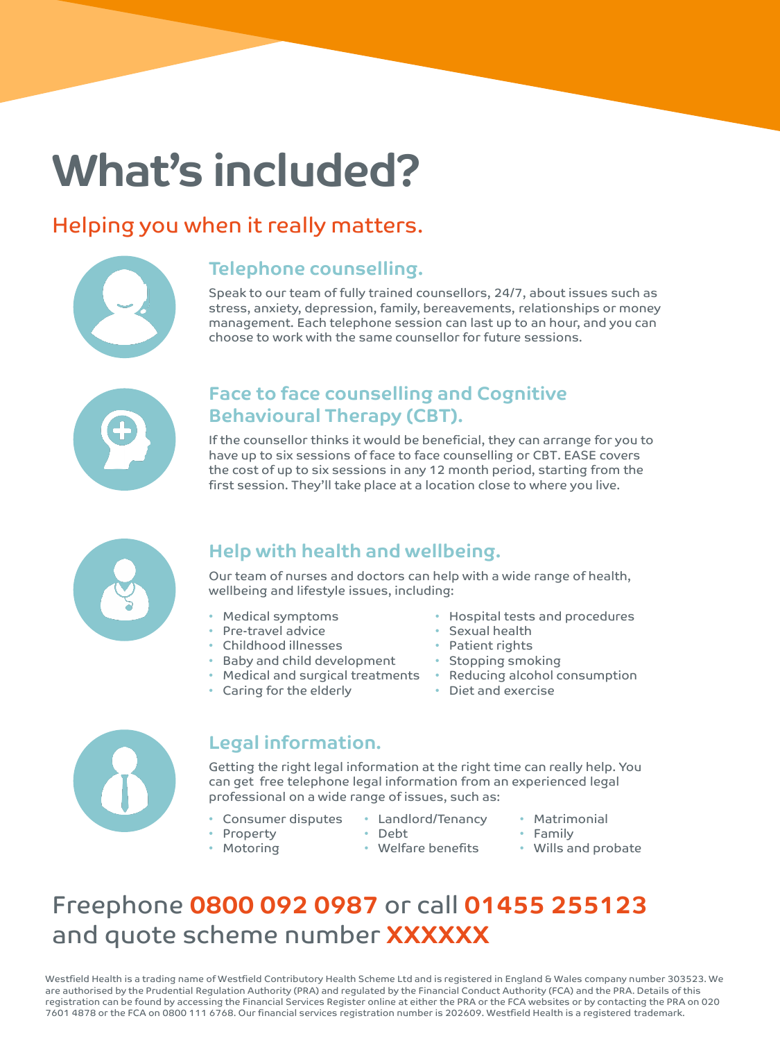# What's included?

## Helping you when it really matters.

### Telephone counselling.

Speak to our team of fully trained counsellors, 24/7, about issues such as stress, anxiety, depression, family, bereavements, relationships or money management. Each telephone session can last up to an hour, and you can choose to work with the same counsellor for future sessions.

### Face to face counselling and Cognitive Behavioural Therapy (CBT).

If the counsellor thinks it would be beneficial, they can arrange for you to have up to six sessions of face to face counselling or CBT. EASE covers the cost of up to six sessions in any 12 month period, starting from the first session. They'll take place at a location close to where you live.

### Help with health and wellbeing.

Our team of nurses and doctors can help with a wide range of health, wellbeing and lifestyle issues, including:

- Medical symptoms
- Pre-travel advice
- Childhood illnesses
- Baby and child development
- Medical and surgical treatments
- Caring for the elderly
- Hospital tests and procedures
- Sexual health
- Patient rights
- Stopping smoking
- Reducing alcohol consumption
- Diet and exercise

### Legal information.

Getting the right legal information at the right time can really help. You can get free telephone legal information from an experienced legal professional on a wide range of issues, such as:

- Consumer disputes
- Property
- Motoring
- Landlord/Tenancy
- Debt
- Welfare benefits
- Matrimonial
- Family
- Wills and probate

## Freephone **0800 092 0987** or call **01455 255123** and quote scheme number **XXXXXX**

Westfield Health is a trading name of Westfield Contributory Health Scheme Ltd and is registered in England & Wales company number 303523. We are authorised by the Prudential Regulation Authority (PRA) and regulated by the Financial Conduct Authority (FCA) and the PRA. Details of this registration can be found by accessing the Financial Services Register online at either the PRA or the FCA websites or by contacting the PRA on 020 7601 4878 or the FCA on 0800 111 6768. Our financial services registration number is 202609. Westfield Health is a registered trademark.